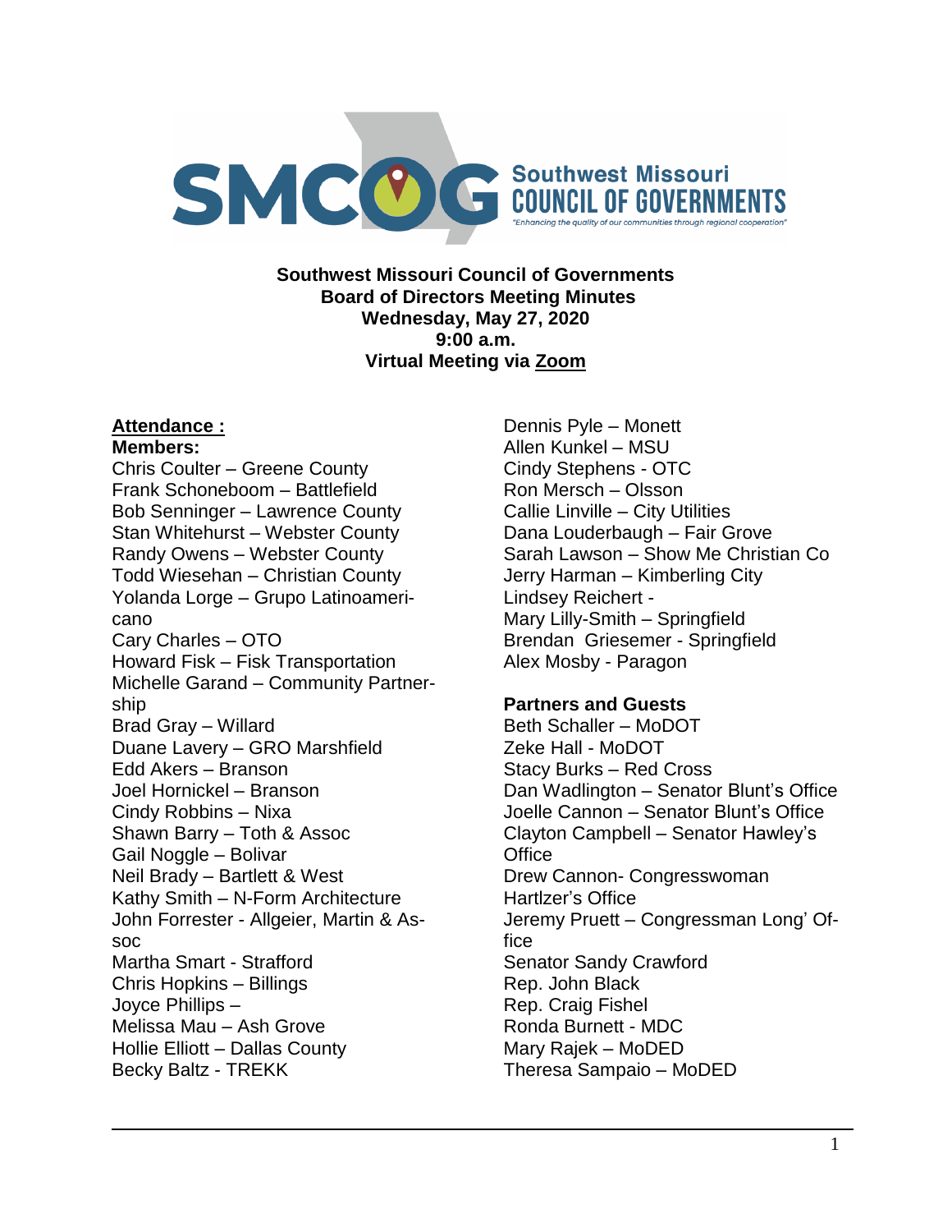Southwest Missouri COUNCIL OF GOVERNMENTS

"Enhancing the quality of our communities through regional cooperation"

**Southwest Missouri Council of Governments**
**Board of Directors Meeting Minutes**
**Wednesday, May 27, 2020**
**9:00 a.m.**
**Virtual Meeting via Zoom**

**Attendance :**

**Members:**

Chris Coulter – Greene County
Frank Schoneboom – Battlefield
Bob Senninger – Lawrence County
Stan Whitehurst – Webster County
Randy Owens – Webster County
Todd Wiesehan – Christian County
Yolanda Lorge – Grupo Latinoamericano
Cary Charles – OTO
Howard Fisk – Fisk Transportation
Michelle Garand – Community Partnership
Brad Gray – Willard
Duane Lavery – GRO Marshfield
Edd Akers – Branson
Joel Hornickel – Branson
Cindy Robbins – Nixa
Shawn Barry – Toth & Assoc
Gail Noggle – Bolivar
Neil Brady – Bartlett & West
Kathy Smith – N-Form Architecture
John Forrester - Allgeier, Martin & Assoc
Martha Smart - Strafford
Chris Hopkins – Billings
Joyce Phillips –
Melissa Mau – Ash Grove
Hollie Elliott – Dallas County
Becky Baltz - TREKK
Dennis Pyle – Monett
Allen Kunkel – MSU
Cindy Stephens - OTC
Ron Mersch – Olsson
Callie Linville – City Utilities
Dana Louderbaugh – Fair Grove
Sarah Lawson – Show Me Christian Co
Jerry Harman – Kimberling City
Lindsey Reichert -
Mary Lilly-Smith – Springfield
Brendan Griesemer - Springfield
Alex Mosby - Paragon

**Partners and Guests**

Beth Schaller – MoDOT
Zeke Hall - MoDOT
Stacy Burks – Red Cross
Dan Wadlington – Senator Blunt's Office
Joelle Cannon – Senator Blunt's Office
Clayton Campbell – Senator Hawley's Office
Drew Cannon- Congresswoman Hartlzer's Office
Jeremy Pruett – Congressman Long' Office
Senator Sandy Crawford
Rep. John Black
Rep. Craig Fishel
Ronda Burnett - MDC
Mary Rajek – MoDED
Theresa Sampaio – MoDED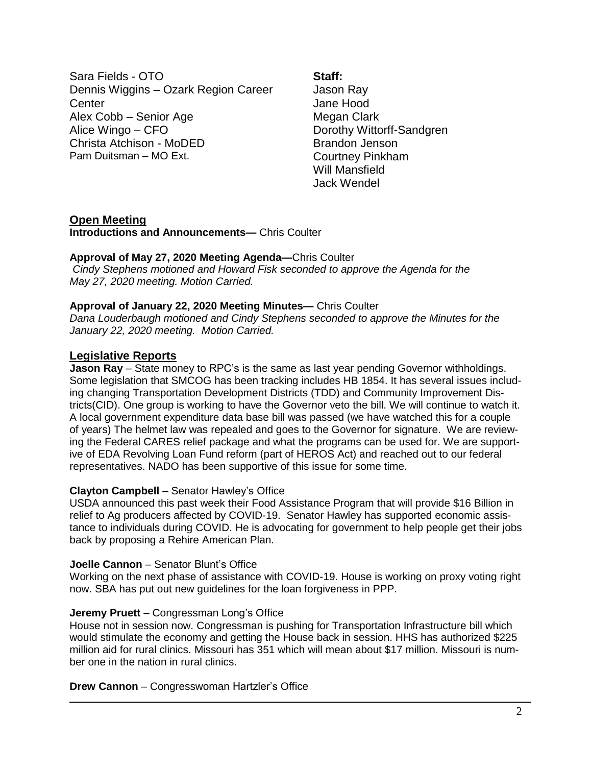Sara Fields - OTO
Dennis Wiggins – Ozark Region Career Center
Alex Cobb – Senior Age
Alice Wingo – CFO
Christa Atchison - MoDED
Pam Duitsman – MO Ext.

**Staff:**
Jason Ray
Jane Hood
Megan Clark
Dorothy Wittorff-Sandgren
Brandon Jenson
Courtney Pinkham
Will Mansfield
Jack Wendel

## Open Meeting

**Introductions and Announcements—** Chris Coulter

**Approval of May 27, 2020 Meeting Agenda—**Chris Coulter

*Cindy Stephens motioned and Howard Fisk seconded to approve the Agenda for the May 27, 2020 meeting. Motion Carried.*

**Approval of January 22, 2020 Meeting Minutes—** Chris Coulter

*Dana Louderbaugh motioned and Cindy Stephens seconded to approve the Minutes for the January 22, 2020 meeting. Motion Carried.*

## Legislative Reports

**Jason Ray** – State money to RPC's is the same as last year pending Governor withholdings. Some legislation that SMCOG has been tracking includes HB 1854. It has several issues including changing Transportation Development Districts (TDD) and Community Improvement Districts(CID). One group is working to have the Governor veto the bill. We will continue to watch it. A local government expenditure data base bill was passed (we have watched this for a couple of years) The helmet law was repealed and goes to the Governor for signature. We are reviewing the Federal CARES relief package and what the programs can be used for. We are supportive of EDA Revolving Loan Fund reform (part of HEROS Act) and reached out to our federal representatives. NADO has been supportive of this issue for some time.

**Clayton Campbell –** Senator Hawley's Office

USDA announced this past week their Food Assistance Program that will provide $16 Billion in relief to Ag producers affected by COVID-19. Senator Hawley has supported economic assistance to individuals during COVID. He is advocating for government to help people get their jobs back by proposing a Rehire American Plan.

**Joelle Cannon** – Senator Blunt's Office

Working on the next phase of assistance with COVID-19. House is working on proxy voting right now. SBA has put out new guidelines for the loan forgiveness in PPP.

**Jeremy Pruett** – Congressman Long's Office

House not in session now. Congressman is pushing for Transportation Infrastructure bill which would stimulate the economy and getting the House back in session. HHS has authorized $225 million aid for rural clinics. Missouri has 351 which will mean about $17 million. Missouri is number one in the nation in rural clinics.

**Drew Cannon** – Congresswoman Hartzler's Office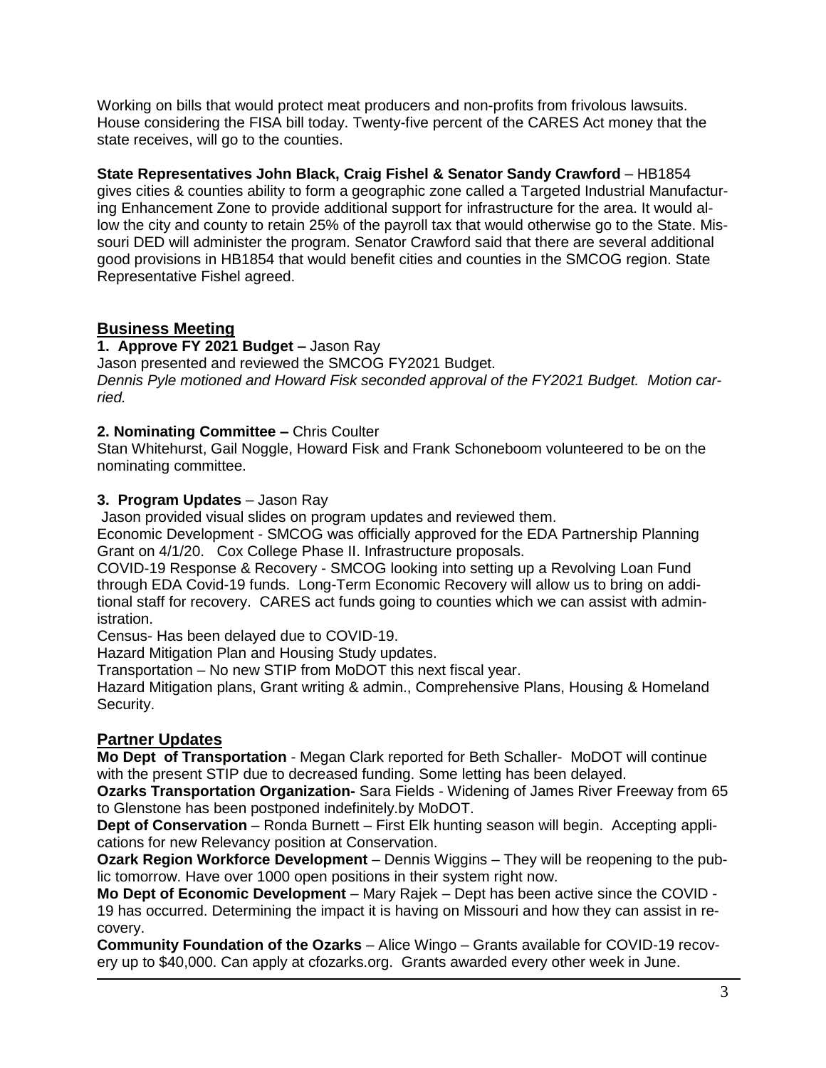Working on bills that would protect meat producers and non-profits from frivolous lawsuits. House considering the FISA bill today. Twenty-five percent of the CARES Act money that the state receives, will go to the counties.

**State Representatives John Black, Craig Fishel & Senator Sandy Crawford** – HB1854 gives cities & counties ability to form a geographic zone called a Targeted Industrial Manufacturing Enhancement Zone to provide additional support for infrastructure for the area. It would allow the city and county to retain 25% of the payroll tax that would otherwise go to the State. Missouri DED will administer the program. Senator Crawford said that there are several additional good provisions in HB1854 that would benefit cities and counties in the SMCOG region. State Representative Fishel agreed.

## Business Meeting

**1. Approve FY 2021 Budget –** Jason Ray

Jason presented and reviewed the SMCOG FY2021 Budget.

*Dennis Pyle motioned and Howard Fisk seconded approval of the FY2021 Budget. Motion carried.*

**2. Nominating Committee –** Chris Coulter

Stan Whitehurst, Gail Noggle, Howard Fisk and Frank Schoneboom volunteered to be on the nominating committee.

**3. Program Updates** – Jason Ray

Jason provided visual slides on program updates and reviewed them.

Economic Development - SMCOG was officially approved for the EDA Partnership Planning Grant on 4/1/20. Cox College Phase II. Infrastructure proposals.

COVID-19 Response & Recovery - SMCOG looking into setting up a Revolving Loan Fund through EDA Covid-19 funds. Long-Term Economic Recovery will allow us to bring on additional staff for recovery. CARES act funds going to counties which we can assist with administration.

Census- Has been delayed due to COVID-19.

Hazard Mitigation Plan and Housing Study updates.

Transportation – No new STIP from MoDOT this next fiscal year.

Hazard Mitigation plans, Grant writing & admin., Comprehensive Plans, Housing & Homeland Security.

## Partner Updates

**Mo Dept of Transportation** - Megan Clark reported for Beth Schaller- MoDOT will continue with the present STIP due to decreased funding. Some letting has been delayed.

**Ozarks Transportation Organization-** Sara Fields - Widening of James River Freeway from 65 to Glenstone has been postponed indefinitely.by MoDOT.

**Dept of Conservation** – Ronda Burnett – First Elk hunting season will begin. Accepting applications for new Relevancy position at Conservation.

**Ozark Region Workforce Development** – Dennis Wiggins – They will be reopening to the public tomorrow. Have over 1000 open positions in their system right now.

**Mo Dept of Economic Development** – Mary Rajek – Dept has been active since the COVID - 19 has occurred. Determining the impact it is having on Missouri and how they can assist in recovery.

**Community Foundation of the Ozarks** – Alice Wingo – Grants available for COVID-19 recovery up to $40,000. Can apply at cfozarks.org. Grants awarded every other week in June.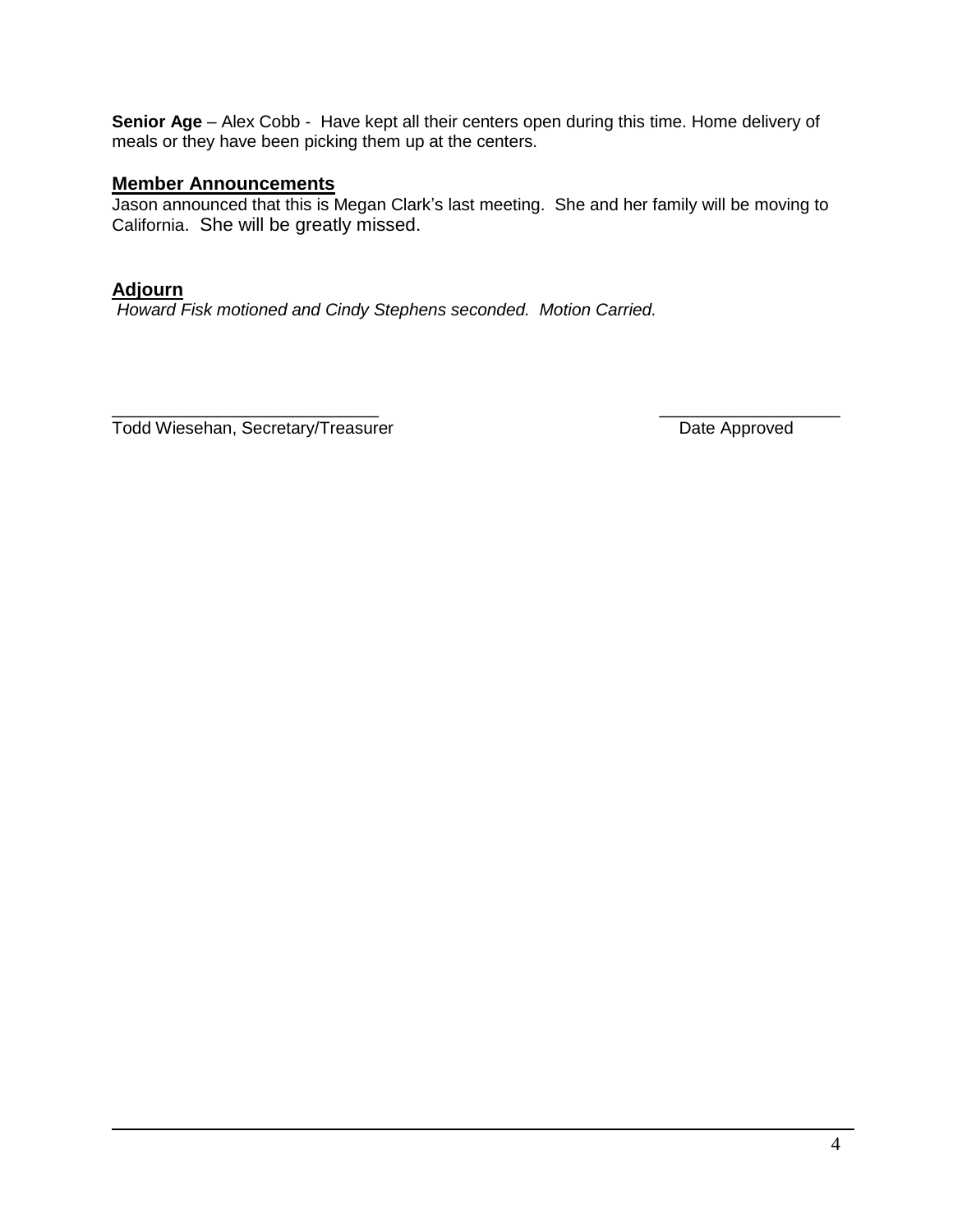**Senior Age** – Alex Cobb - Have kept all their centers open during this time. Home delivery of meals or they have been picking them up at the centers.

## Member Announcements

Jason announced that this is Megan Clark's last meeting. She and her family will be moving to California. She will be greatly missed.

## Adjourn

*Howard Fisk motioned and Cindy Stephens seconded. Motion Carried.*

\_\_\_\_\_\_\_\_\_\_\_\_\_\_\_\_\_\_\_\_\_\_\_\_\_\_\_\_ \_\_\_\_\_\_\_\_\_\_\_\_\_\_\_\_\_\_\_

Todd Wiesehan, Secretary/Treasurer Date Approved